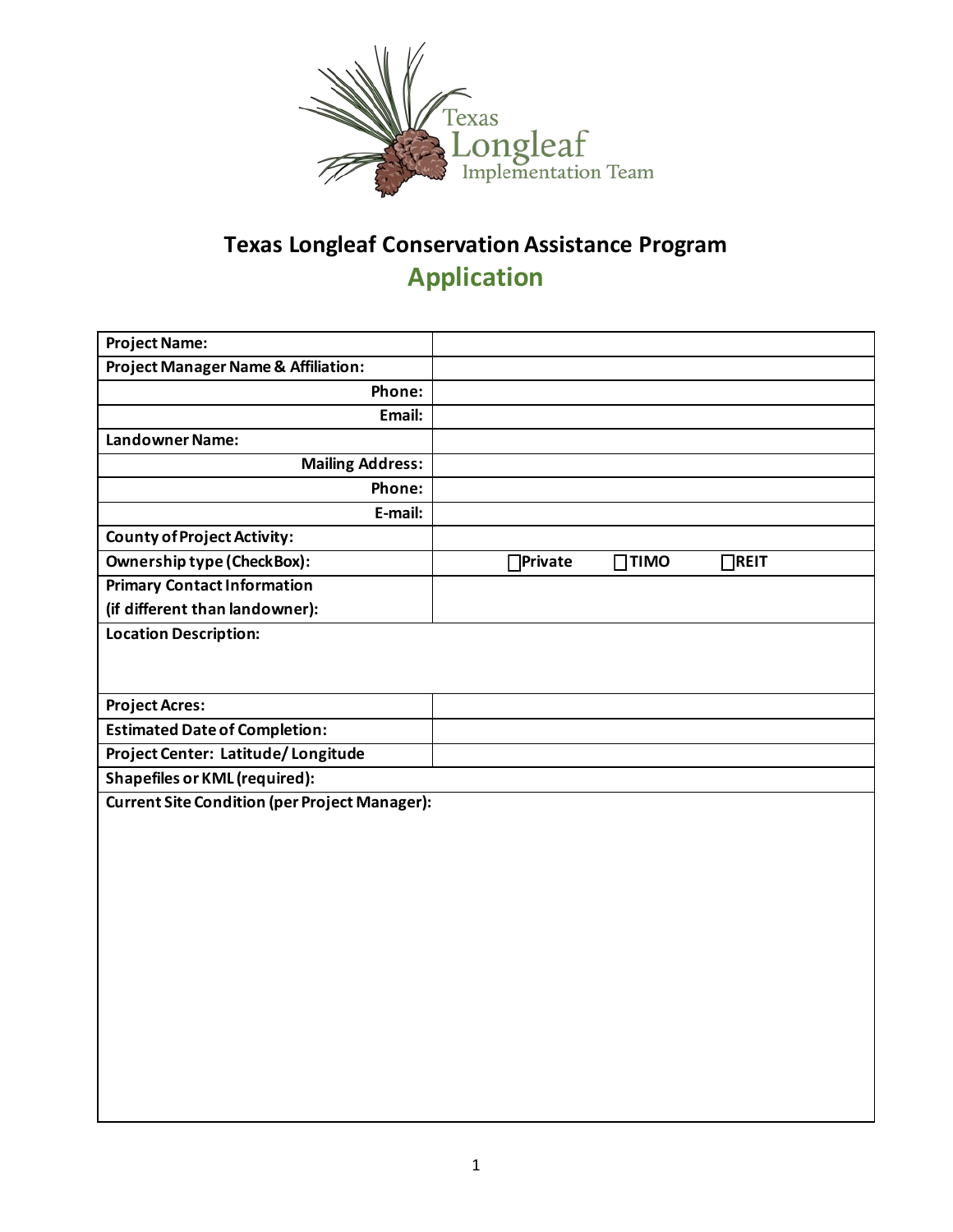Texas Longleaf Implementation Team

# Texas Longleaf Conservation Assistance Program

## Application

| | |
|---|---|
| **Project Name:** | |
| **Project Manager Name & Affiliation:** | |
| **Phone:** | |
| **Email:** | |
| **Landowner Name:** | |
| **Mailing Address:** | |
| **Phone:** | |
| **E-mail:** | |
| **County of Project Activity:** | |
| **Ownership type (CheckBox):** | ☐ **Private** ☐ **TIMO** ☐ **REIT** |
| **Primary Contact Information (if different than landowner):** | |
| **Location Description:** | |
| **Project Acres:** | |
| **Estimated Date of Completion:** | |
| **Project Center: Latitude/ Longitude** | |
| **Shapefiles or KML (required):** | |
| **Current Site Condition (per Project Manager):** | |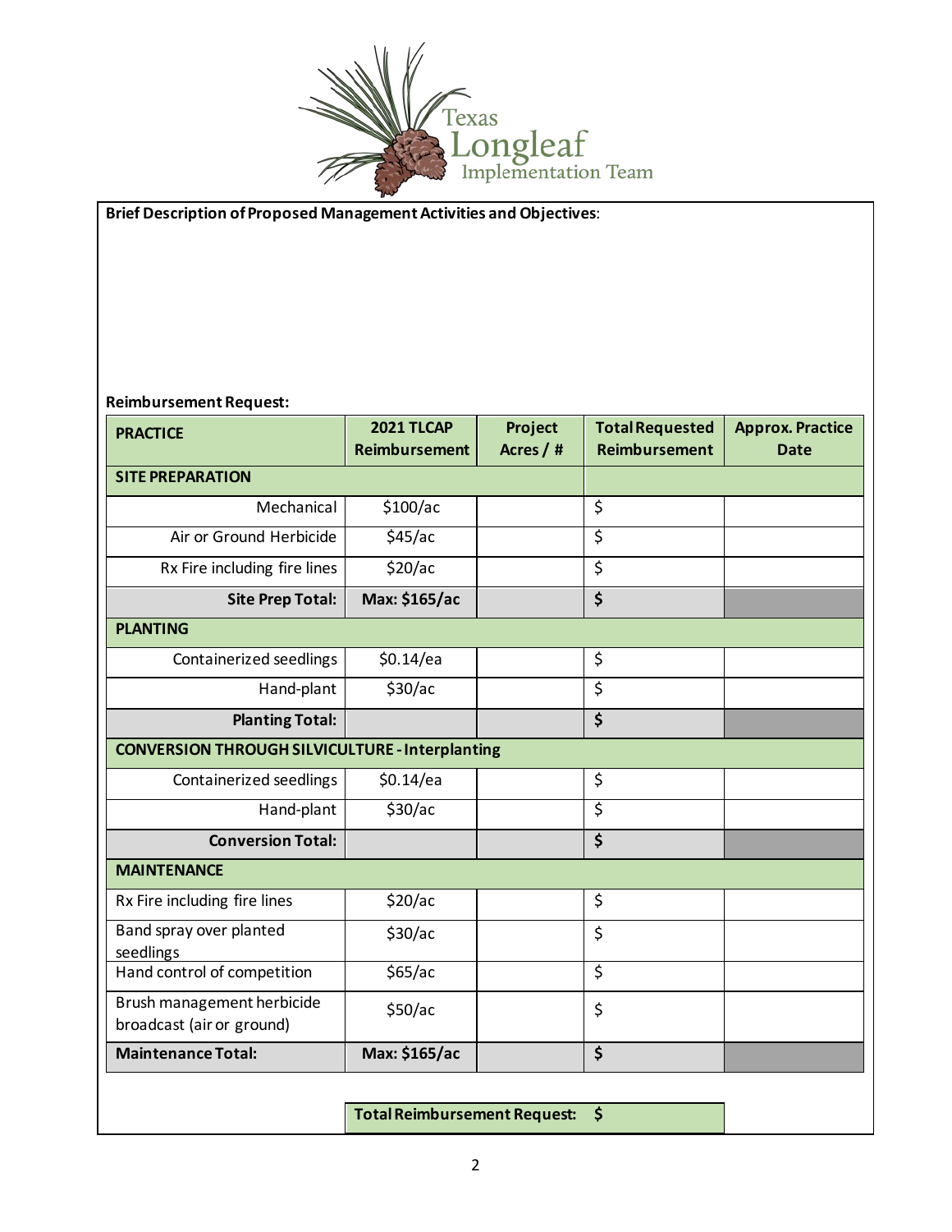Texas Longleaf Implementation Team

**Brief Description of Proposed Management Activities and Objectives**:

**Reimbursement Request:**

| PRACTICE | 2021 TLCAP Reimbursement | Project Acres / # | Total Requested Reimbursement | Approx. Practice Date |
|---|---|---|---|---|
| **SITE PREPARATION** | | | | |
| Mechanical | $100/ac | | $ | |
| Air or Ground Herbicide | $45/ac | | $ | |
| Rx Fire including fire lines | $20/ac | | $ | |
| **Site Prep Total:** | **Max: $165/ac** | | **$** | |
| **PLANTING** | | | | |
| Containerized seedlings | $0.14/ea | | $ | |
| Hand-plant | $30/ac | | $ | |
| **Planting Total:** | | | **$** | |
| **CONVERSION THROUGH SILVICULTURE - Interplanting** | | | | |
| Containerized seedlings | $0.14/ea | | $ | |
| Hand-plant | $30/ac | | $ | |
| **Conversion Total:** | | | **$** | |
| **MAINTENANCE** | | | | |
| Rx Fire including fire lines | $20/ac | | $ | |
| Band spray over planted seedlings | $30/ac | | $ | |
| Hand control of competition | $65/ac | | $ | |
| Brush management herbicide broadcast (air or ground) | $50/ac | | $ | |
| **Maintenance Total:** | **Max: $165/ac** | | **$** | |

**Total Reimbursement Request: $**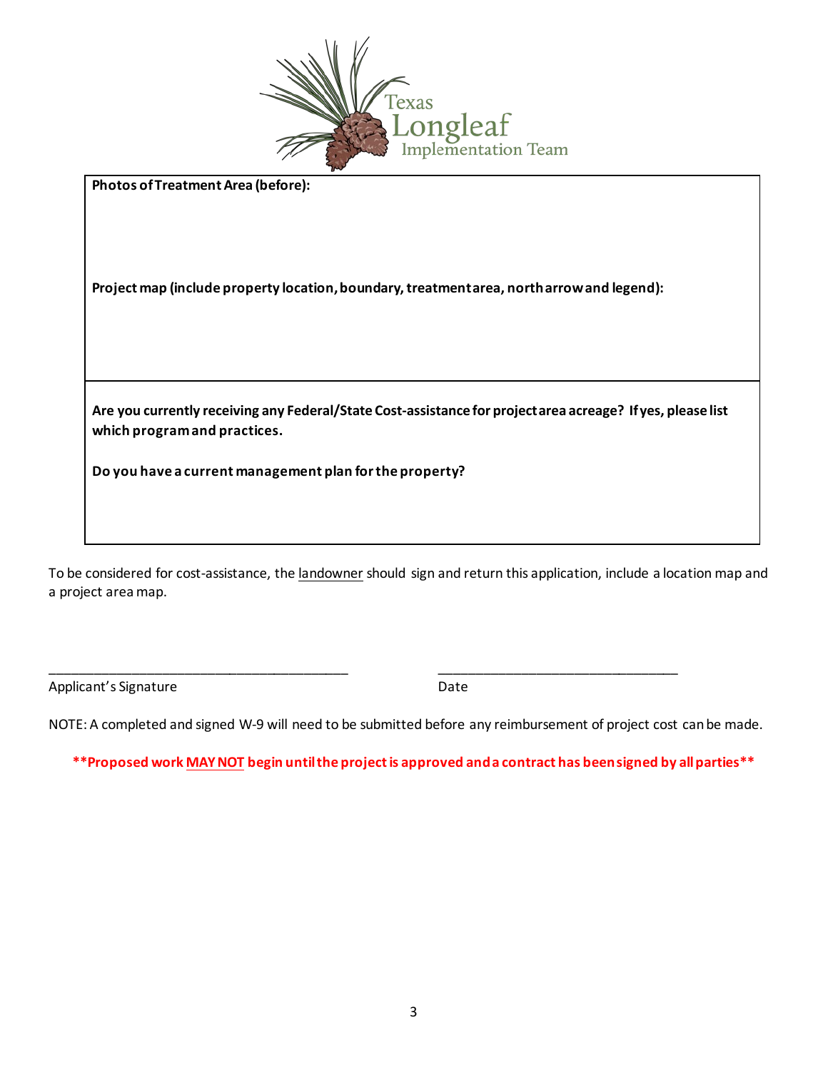Texas Longleaf Implementation Team

**Photos of Treatment Area (before):**

**Project map (include property location, boundary, treatment area, north arrow and legend):**

**Are you currently receiving any Federal/State Cost-assistance for project area acreage? If yes, please list which program and practices.**

**Do you have a current management plan for the property?**

To be considered for cost-assistance, the landowner should sign and return this application, include a location map and a project area map.

\_\_\_\_\_\_\_\_\_\_\_\_\_\_\_\_\_\_\_\_\_\_\_\_\_\_\_\_\_\_\_\_\_\_\_\_\_\_\_\_ \_\_\_\_\_\_\_\_\_\_\_\_\_\_\_\_\_\_\_\_\_\_\_\_\_\_\_\_\_\_\_\_\_\_

Applicant's Signature Date

NOTE: A completed and signed W-9 will need to be submitted before any reimbursement of project cost can be made.

**\*\*Proposed work MAY NOT begin until the project is approved and a contract has been signed by all parties\*\***